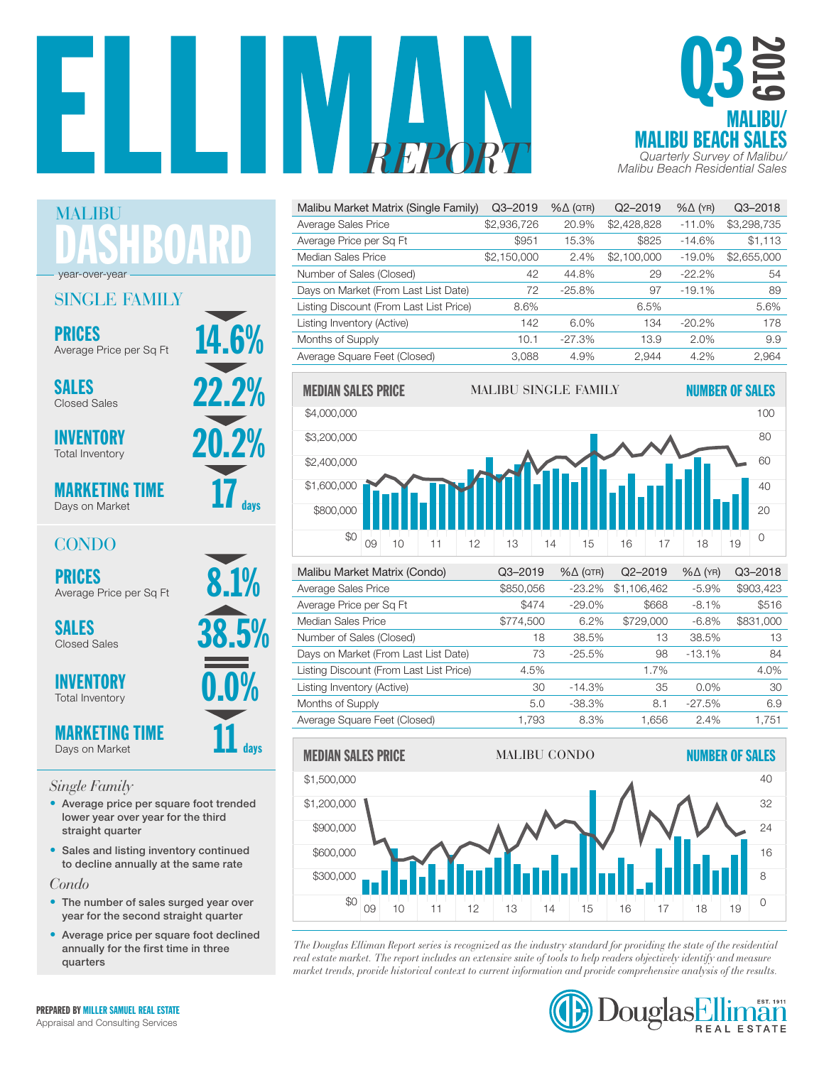# ELLIMAN REPORT

## Q3 2019

## MALIBU/ MALIBU BEACH SALES

*Quarterly Survey of Malibu/ Malibu Beach Residential Sales*

## MALIBU DASHBOARD

year-over-year

### SINGLE FAMILY

**PRICES** Average Price per Sq Ft — 14.6% (down)

**SALES** Closed Sales — 22.2% (down)

**INVENTORY** Total Inventory — 20.2% (down)

**MARKETING TIME** Days on Market — 17 days (down)

### CONDO

**PRICES** Average Price per Sq Ft — 8.1% (down)

**SALES** Closed Sales — 38.5% (up)

**INVENTORY** Total Inventory — 0.0% (unchanged)

**MARKETING TIME** Days on Market — 11 days (down)

*Single Family*

- Average price per square foot trended lower year over year for the third straight quarter
- Sales and listing inventory continued to decline annually at the same rate

*Condo*

- The number of sales surged year over year for the second straight quarter
- Average price per square foot declined annually for the first time in three quarters

| Malibu Market Matrix (Single Family) | Q3–2019 | %Δ (QTR) | Q2–2019 | %Δ (YR) | Q3–2018 |
|---|---|---|---|---|---|
| Average Sales Price | $2,936,726 | 20.9% | $2,428,828 | -11.0% | $3,298,735 |
| Average Price per Sq Ft | $951 | 15.3% | $825 | -14.6% | $1,113 |
| Median Sales Price | $2,150,000 | 2.4% | $2,100,000 | -19.0% | $2,655,000 |
| Number of Sales (Closed) | 42 | 44.8% | 29 | -22.2% | 54 |
| Days on Market (From Last List Date) | 72 | -25.8% | 97 | -19.1% | 89 |
| Listing Discount (From Last List Price) | 8.6% | | 6.5% | | 5.6% |
| Listing Inventory (Active) | 142 | 6.0% | 134 | -20.2% | 178 |
| Months of Supply | 10.1 | -27.3% | 13.9 | 2.0% | 9.9 |
| Average Square Feet (Closed) | 3,088 | 4.9% | 2,944 | 4.2% | 2,964 |

**MEDIAN SALES PRICE** — MALIBU SINGLE FAMILY — **NUMBER OF SALES**

| Malibu Market Matrix (Condo) | Q3–2019 | %Δ (QTR) | Q2–2019 | %Δ (YR) | Q3–2018 |
|---|---|---|---|---|---|
| Average Sales Price | $850,056 | -23.2% | $1,106,462 | -5.9% | $903,423 |
| Average Price per Sq Ft | $474 | -29.0% | $668 | -8.1% | $516 |
| Median Sales Price | $774,500 | 6.2% | $729,000 | -6.8% | $831,000 |
| Number of Sales (Closed) | 18 | 38.5% | 13 | 38.5% | 13 |
| Days on Market (From Last List Date) | 73 | -25.5% | 98 | -13.1% | 84 |
| Listing Discount (From Last List Price) | 4.5% | | 1.7% | | 4.0% |
| Listing Inventory (Active) | 30 | -14.3% | 35 | 0.0% | 30 |
| Months of Supply | 5.0 | -38.3% | 8.1 | -27.5% | 6.9 |
| Average Square Feet (Closed) | 1,793 | 8.3% | 1,656 | 2.4% | 1,751 |

**MEDIAN SALES PRICE** — MALIBU CONDO — **NUMBER OF SALES**

*The Douglas Elliman Report series is recognized as the industry standard for providing the state of the residential real estate market. The report includes an extensive suite of tools to help readers objectively identify and measure market trends, provide historical context to current information and provide comprehensive analysis of the results.*

**PREPARED BY MILLER SAMUEL REAL ESTATE**
Appraisal and Consulting Services

Douglas Elliman Real Estate — EST. 1911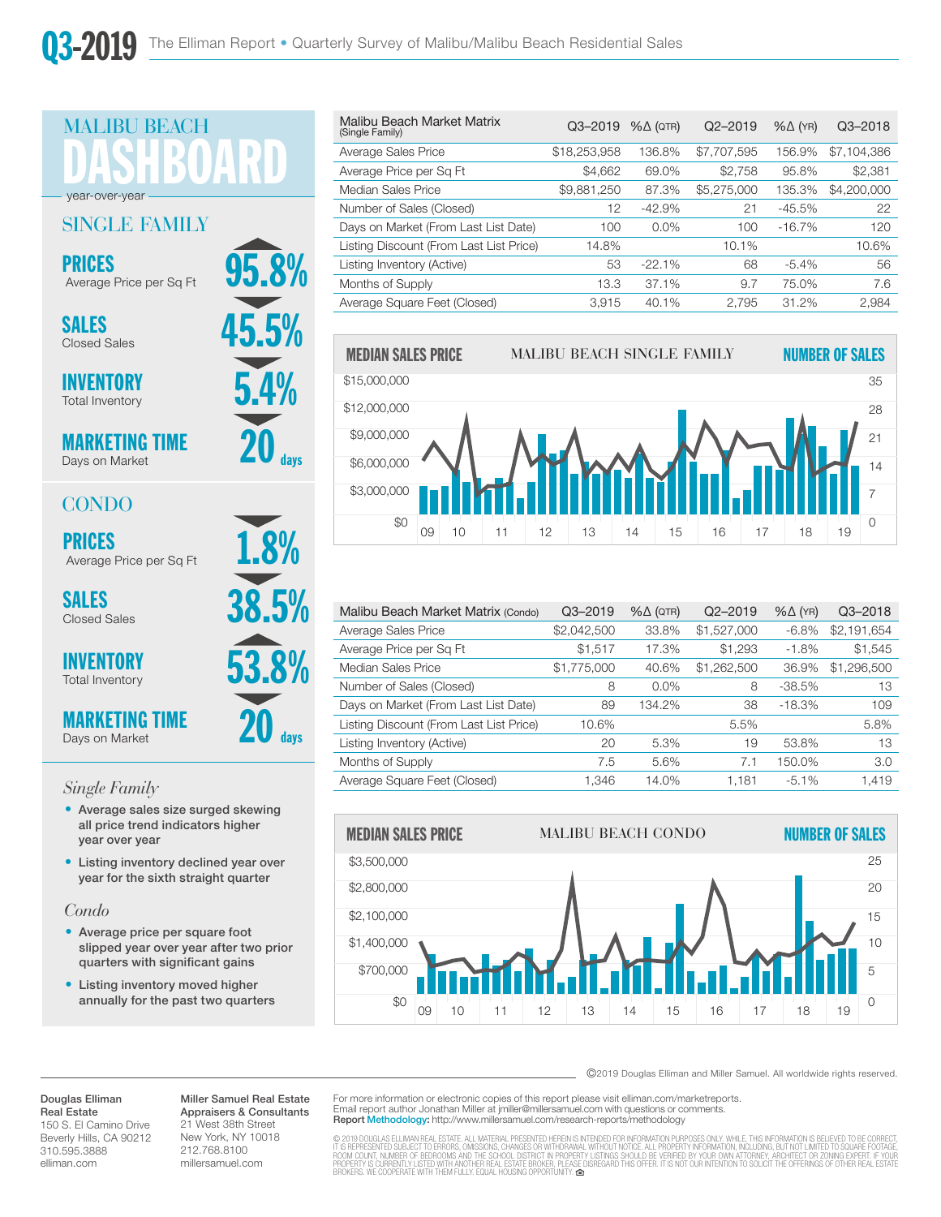# Q3-2019 The Elliman Report • Quarterly Survey of Malibu/Malibu Beach Residential Sales

## MALIBU BEACH DASHBOARD

year-over-year

### SINGLE FAMILY

**PRICES** Average Price per Sq Ft 95.8%

**SALES** Closed Sales 45.5%

**INVENTORY** Total Inventory 5.4%

**MARKETING TIME** Days on Market 20 days

### CONDO

**PRICES** Average Price per Sq Ft 1.8%

**SALES** Closed Sales 38.5%

**INVENTORY** Total Inventory 53.8%

**MARKETING TIME** Days on Market 20 days

*Single Family*

- Average sales size surged skewing all price trend indicators higher year over year
- Listing inventory declined year over year for the sixth straight quarter

*Condo*

- Average price per square foot slipped year over year after two prior quarters with significant gains
- Listing inventory moved higher annually for the past two quarters

| Malibu Beach Market Matrix (Single Family) | Q3–2019 | %Δ (QTR) | Q2–2019 | %Δ (YR) | Q3–2018 |
|---|---|---|---|---|---|
| Average Sales Price | $18,253,958 | 136.8% | $7,707,595 | 156.9% | $7,104,386 |
| Average Price per Sq Ft | $4,662 | 69.0% | $2,758 | 95.8% | $2,381 |
| Median Sales Price | $9,881,250 | 87.3% | $5,275,000 | 135.3% | $4,200,000 |
| Number of Sales (Closed) | 12 | -42.9% | 21 | -45.5% | 22 |
| Days on Market (From Last List Date) | 100 | 0.0% | 100 | -16.7% | 120 |
| Listing Discount (From Last List Price) | 14.8% | | 10.1% | | 10.6% |
| Listing Inventory (Active) | 53 | -22.1% | 68 | -5.4% | 56 |
| Months of Supply | 13.3 | 37.1% | 9.7 | 75.0% | 7.6 |
| Average Square Feet (Closed) | 3,915 | 40.1% | 2,795 | 31.2% | 2,984 |

MEDIAN SALES PRICE — MALIBU BEACH SINGLE FAMILY — NUMBER OF SALES

$15,000,000
$12,000,000
$9,000,000
$6,000,000
$3,000,000
$0

35
28
21
14
7
0

09 10 11 12 13 14 15 16 17 18 19

| Malibu Beach Market Matrix (Condo) | Q3–2019 | %Δ (QTR) | Q2–2019 | %Δ (YR) | Q3–2018 |
|---|---|---|---|---|---|
| Average Sales Price | $2,042,500 | 33.8% | $1,527,000 | -6.8% | $2,191,654 |
| Average Price per Sq Ft | $1,517 | 17.3% | $1,293 | -1.8% | $1,545 |
| Median Sales Price | $1,775,000 | 40.6% | $1,262,500 | 36.9% | $1,296,500 |
| Number of Sales (Closed) | 8 | 0.0% | 8 | -38.5% | 13 |
| Days on Market (From Last List Date) | 89 | 134.2% | 38 | -18.3% | 109 |
| Listing Discount (From Last List Price) | 10.6% | | 5.5% | | 5.8% |
| Listing Inventory (Active) | 20 | 5.3% | 19 | 53.8% | 13 |
| Months of Supply | 7.5 | 5.6% | 7.1 | 150.0% | 3.0 |
| Average Square Feet (Closed) | 1,346 | 14.0% | 1,181 | -5.1% | 1,419 |

MEDIAN SALES PRICE — MALIBU BEACH CONDO — NUMBER OF SALES

$3,500,000
$2,800,000
$2,100,000
$1,400,000
$700,000
$0

25
20
15
10
5
0

09 10 11 12 13 14 15 16 17 18 19

©2019 Douglas Elliman and Miller Samuel. All worldwide rights reserved.

**Douglas Elliman Real Estate**
150 S. El Camino Drive
Beverly Hills, CA 90212
310.595.3888
elliman.com

**Miller Samuel Real Estate Appraisers & Consultants**
21 West 38th Street
New York, NY 10018
212.768.8100
millersamuel.com

For more information or electronic copies of this report please visit elliman.com/marketreports.
Email report author Jonathan Miller at jmiller@millersamuel.com with questions or comments.
Report **Methodology:** http://www.millersamuel.com/research-reports/methodology

© 2019 DOUGLAS ELLIMAN REAL ESTATE. ALL MATERIAL PRESENTED HEREIN IS INTENDED FOR INFORMATION PURPOSES ONLY. WHILE, THIS INFORMATION IS BELIEVED TO BE CORRECT, IT IS REPRESENTED SUBJECT TO ERRORS, OMISSIONS, CHANGES OR WITHDRAWAL WITHOUT NOTICE. ALL PROPERTY INFORMATION, INCLUDING, BUT NOT LIMITED TO SQUARE FOOTAGE, ROOM COUNT, NUMBER OF BEDROOMS AND THE SCHOOL DISTRICT IN PROPERTY LISTINGS SHOULD BE VERIFIED BY YOUR OWN ATTORNEY, ARCHITECT OR ZONING EXPERT. IF YOUR PROPERTY IS CURRENTLY LISTED WITH ANOTHER REAL ESTATE BROKER, PLEASE DISREGARD THIS OFFER. IT IS NOT OUR INTENTION TO SOLICIT THE OFFERINGS OF OTHER REAL ESTATE BROKERS. WE COOPERATE WITH THEM FULLY. EQUAL HOUSING OPPORTUNITY.